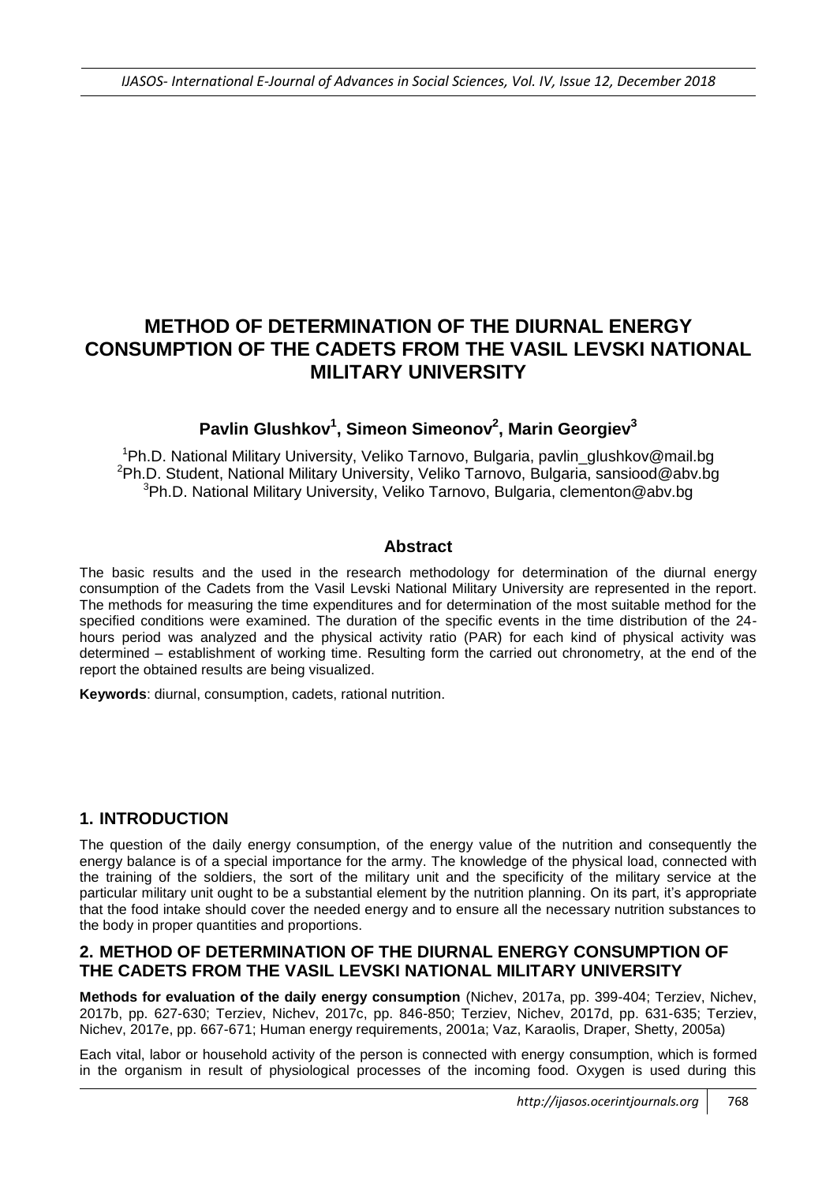# METHOD OF DETERMINATION OF THE DIURNAL ENERGY CONSUMPTION OF THE CADETS FROM THE VASIL LEVSKI NATIONAL MILITARY UNIVERSITY

**Pavlin Glushkov[1], Simeon Simeonov[2], Marin Georgiev[3]**

[1]Ph.D. National Military University, Veliko Tarnovo, Bulgaria, pavlin_glushkov@mail.bg
[2]Ph.D. Student, National Military University, Veliko Tarnovo, Bulgaria, sansiood@abv.bg
[3]Ph.D. National Military University, Veliko Tarnovo, Bulgaria, clementon@abv.bg

### Abstract

The basic results and the used in the research methodology for determination of the diurnal energy consumption of the Cadets from the Vasil Levski National Military University are represented in the report. The methods for measuring the time expenditures and for determination of the most suitable method for the specified conditions were examined. The duration of the specific events in the time distribution of the 24-hours period was analyzed and the physical activity ratio (PAR) for each kind of physical activity was determined – establishment of working time. Resulting form the carried out chronometry, at the end of the report the obtained results are being visualized.

**Keywords**: diurnal, consumption, cadets, rational nutrition.

## 1. INTRODUCTION

The question of the daily energy consumption, of the energy value of the nutrition and consequently the energy balance is of a special importance for the army. The knowledge of the physical load, connected with the training of the soldiers, the sort of the military unit and the specificity of the military service at the particular military unit ought to be a substantial element by the nutrition planning. On its part, it's appropriate that the food intake should cover the needed energy and to ensure all the necessary nutrition substances to the body in proper quantities and proportions.

## 2. METHOD OF DETERMINATION OF THE DIURNAL ENERGY CONSUMPTION OF THE CADETS FROM THE VASIL LEVSKI NATIONAL MILITARY UNIVERSITY

**Methods for evaluation of the daily energy consumption** (Nichev, 2017a, pp. 399-404; Terziev, Nichev, 2017b, pp. 627-630; Terziev, Nichev, 2017c, pp. 846-850; Terziev, Nichev, 2017d, pp. 631-635; Terziev, Nichev, 2017e, pp. 667-671; Human energy requirements, 2001a; Vaz, Karaolis, Draper, Shetty, 2005a)

Each vital, labor or household activity of the person is connected with energy consumption, which is formed in the organism in result of physiological processes of the incoming food. Oxygen is used during this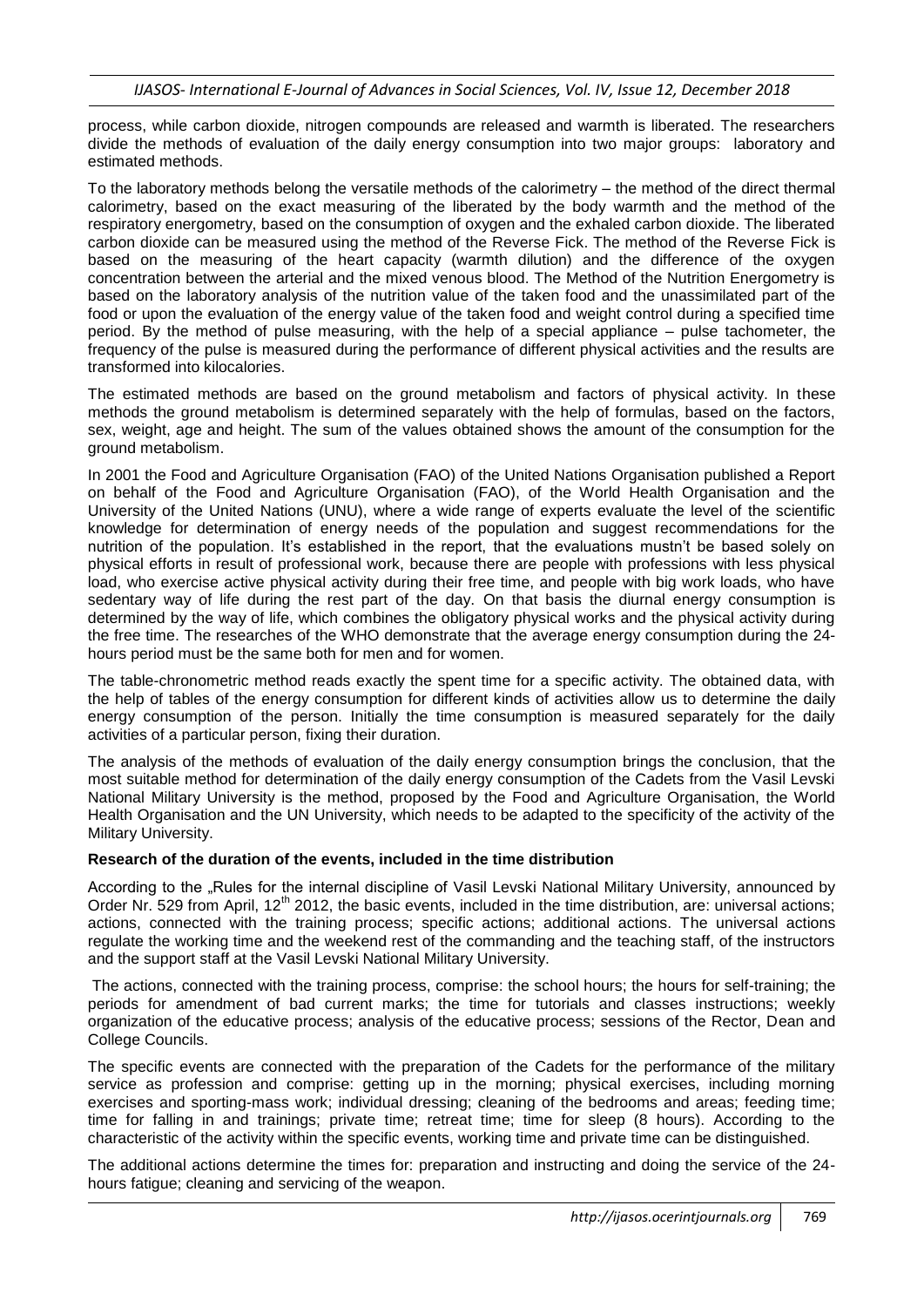process, while carbon dioxide, nitrogen compounds are released and warmth is liberated. The researchers divide the methods of evaluation of the daily energy consumption into two major groups: laboratory and estimated methods.

To the laboratory methods belong the versatile methods of the calorimetry – the method of the direct thermal calorimetry, based on the exact measuring of the liberated by the body warmth and the method of the respiratory energometry, based on the consumption of oxygen and the exhaled carbon dioxide. The liberated carbon dioxide can be measured using the method of the Reverse Fick. The method of the Reverse Fick is based on the measuring of the heart capacity (warmth dilution) and the difference of the oxygen concentration between the arterial and the mixed venous blood. The Method of the Nutrition Energometry is based on the laboratory analysis of the nutrition value of the taken food and the unassimilated part of the food or upon the evaluation of the energy value of the taken food and weight control during a specified time period. By the method of pulse measuring, with the help of a special appliance – pulse tachometer, the frequency of the pulse is measured during the performance of different physical activities and the results are transformed into kilocalories.

The estimated methods are based on the ground metabolism and factors of physical activity. In these methods the ground metabolism is determined separately with the help of formulas, based on the factors, sex, weight, age and height. The sum of the values obtained shows the amount of the consumption for the ground metabolism.

In 2001 the Food and Agriculture Organisation (FAO) of the United Nations Organisation published a Report on behalf of the Food and Agriculture Organisation (FAO), of the World Health Organisation and the University of the United Nations (UNU), where a wide range of experts evaluate the level of the scientific knowledge for determination of energy needs of the population and suggest recommendations for the nutrition of the population. It's established in the report, that the evaluations mustn't be based solely on physical efforts in result of professional work, because there are people with professions with less physical load, who exercise active physical activity during their free time, and people with big work loads, who have sedentary way of life during the rest part of the day. On that basis the diurnal energy consumption is determined by the way of life, which combines the obligatory physical works and the physical activity during the free time. The researches of the WHO demonstrate that the average energy consumption during the 24-hours period must be the same both for men and for women.

The table-chronometric method reads exactly the spent time for a specific activity. The obtained data, with the help of tables of the energy consumption for different kinds of activities allow us to determine the daily energy consumption of the person. Initially the time consumption is measured separately for the daily activities of a particular person, fixing their duration.

The analysis of the methods of evaluation of the daily energy consumption brings the conclusion, that the most suitable method for determination of the daily energy consumption of the Cadets from the Vasil Levski National Military University is the method, proposed by the Food and Agriculture Organisation, the World Health Organisation and the UN University, which needs to be adapted to the specificity of the activity of the Military University.

**Research of the duration of the events, included in the time distribution**

According to the „Rules for the internal discipline of Vasil Levski National Military University, announced by Order Nr. 529 from April, 12th 2012, the basic events, included in the time distribution, are: universal actions; actions, connected with the training process; specific actions; additional actions. The universal actions regulate the working time and the weekend rest of the commanding and the teaching staff, of the instructors and the support staff at the Vasil Levski National Military University.

The actions, connected with the training process, comprise: the school hours; the hours for self-training; the periods for amendment of bad current marks; the time for tutorials and classes instructions; weekly organization of the educative process; analysis of the educative process; sessions of the Rector, Dean and College Councils.

The specific events are connected with the preparation of the Cadets for the performance of the military service as profession and comprise: getting up in the morning; physical exercises, including morning exercises and sporting-mass work; individual dressing; cleaning of the bedrooms and areas; feeding time; time for falling in and trainings; private time; retreat time; time for sleep (8 hours). According to the characteristic of the activity within the specific events, working time and private time can be distinguished.

The additional actions determine the times for: preparation and instructing and doing the service of the 24-hours fatigue; cleaning and servicing of the weapon.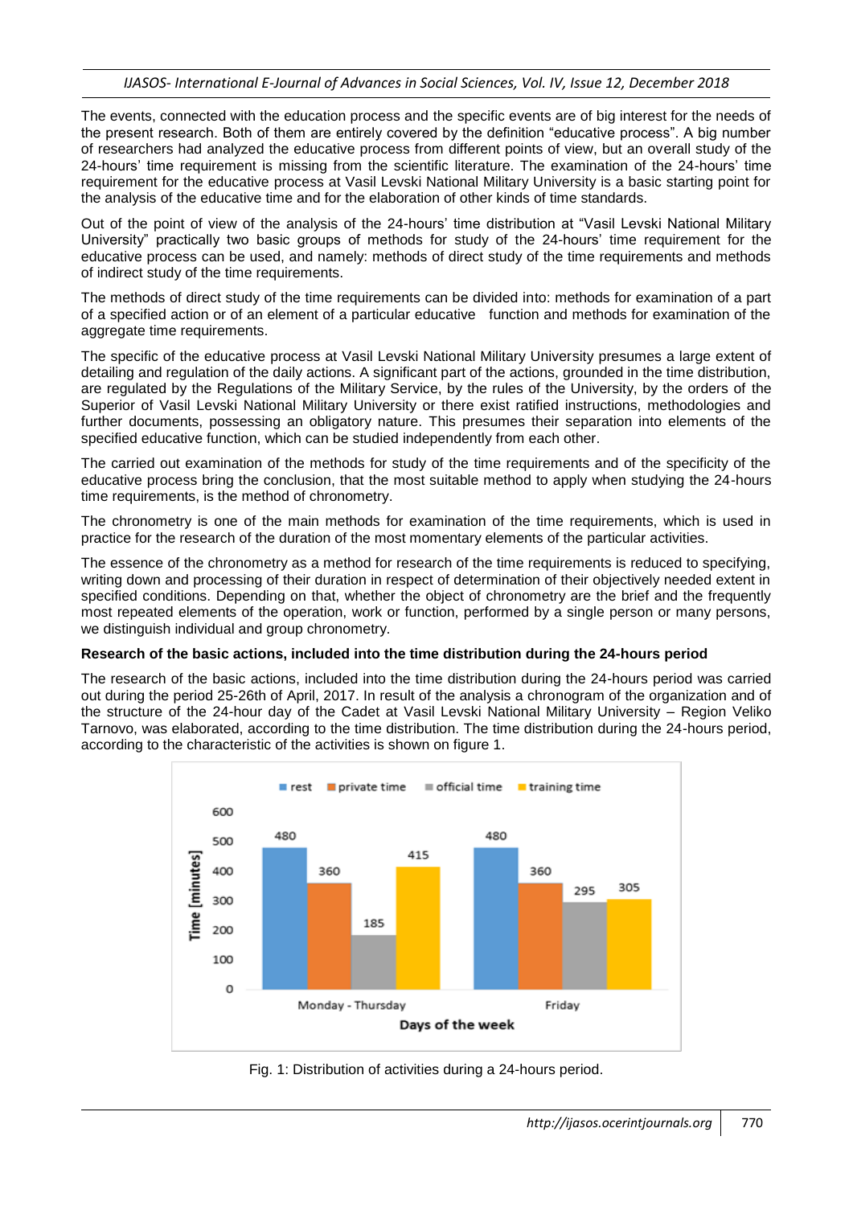The events, connected with the education process and the specific events are of big interest for the needs of the present research. Both of them are entirely covered by the definition "educative process". A big number of researchers had analyzed the educative process from different points of view, but an overall study of the 24-hours' time requirement is missing from the scientific literature. The examination of the 24-hours' time requirement for the educative process at Vasil Levski National Military University is a basic starting point for the analysis of the educative time and for the elaboration of other kinds of time standards.

Out of the point of view of the analysis of the 24-hours' time distribution at "Vasil Levski National Military University" practically two basic groups of methods for study of the 24-hours' time requirement for the educative process can be used, and namely: methods of direct study of the time requirements and methods of indirect study of the time requirements.

The methods of direct study of the time requirements can be divided into: methods for examination of a part of a specified action or of an element of a particular educative function and methods for examination of the aggregate time requirements.

The specific of the educative process at Vasil Levski National Military University presumes a large extent of detailing and regulation of the daily actions. A significant part of the actions, grounded in the time distribution, are regulated by the Regulations of the Military Service, by the rules of the University, by the orders of the Superior of Vasil Levski National Military University or there exist ratified instructions, methodologies and further documents, possessing an obligatory nature. This presumes their separation into elements of the specified educative function, which can be studied independently from each other.

The carried out examination of the methods for study of the time requirements and of the specificity of the educative process bring the conclusion, that the most suitable method to apply when studying the 24-hours time requirements, is the method of chronometry.

The chronometry is one of the main methods for examination of the time requirements, which is used in practice for the research of the duration of the most momentary elements of the particular activities.

The essence of the chronometry as a method for research of the time requirements is reduced to specifying, writing down and processing of their duration in respect of determination of their objectively needed extent in specified conditions. Depending on that, whether the object of chronometry are the brief and the frequently most repeated elements of the operation, work or function, performed by a single person or many persons, we distinguish individual and group chronometry.

**Research of the basic actions, included into the time distribution during the 24-hours period**

The research of the basic actions, included into the time distribution during the 24-hours period was carried out during the period 25-26th of April, 2017. In result of the analysis a chronogram of the organization and of the structure of the 24-hour day of the Cadet at Vasil Levski National Military University – Region Veliko Tarnovo, was elaborated, according to the time distribution. The time distribution during the 24-hours period, according to the characteristic of the activities is shown on figure 1.

| Days of the week | rest | private time | official time | training time |
|---|---|---|---|---|
| Monday - Thursday | 480 | 360 | 185 | 415 |
| Friday | 480 | 360 | 295 | 305 |

Fig. 1: Distribution of activities during a 24-hours period.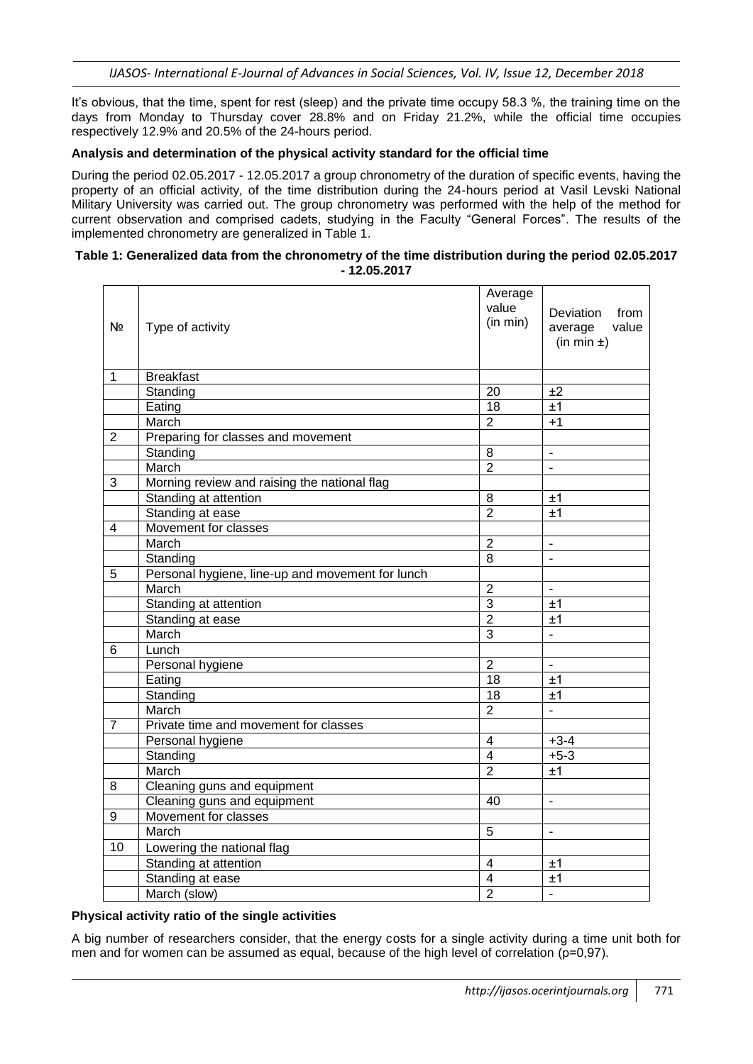It's obvious, that the time, spent for rest (sleep) and the private time occupy 58.3 %, the training time on the days from Monday to Thursday cover 28.8% and on Friday 21.2%, while the official time occupies respectively 12.9% and 20.5% of the 24-hours period.

**Analysis and determination of the physical activity standard for the official time**

During the period 02.05.2017 - 12.05.2017 a group chronometry of the duration of specific events, having the property of an official activity, of the time distribution during the 24-hours period at Vasil Levski National Military University was carried out. The group chronometry was performed with the help of the method for current observation and comprised cadets, studying in the Faculty "General Forces". The results of the implemented chronometry are generalized in Table 1.

**Table 1: Generalized data from the chronometry of the time distribution during the period 02.05.2017 - 12.05.2017**

| № | Type of activity | Average value (in min) | Deviation from average value (in min ±) |
|---|---|---|---|
| 1 | Breakfast | | |
| | Standing | 20 | ±2 |
| | Eating | 18 | ±1 |
| | March | 2 | +1 |
| 2 | Preparing for classes and movement | | |
| | Standing | 8 | - |
| | March | 2 | - |
| 3 | Morning review and raising the national flag | | |
| | Standing at attention | 8 | ±1 |
| | Standing at ease | 2 | ±1 |
| 4 | Movement for classes | | |
| | March | 2 | - |
| | Standing | 8 | - |
| 5 | Personal hygiene, line-up and movement for lunch | | |
| | March | 2 | - |
| | Standing at attention | 3 | ±1 |
| | Standing at ease | 2 | ±1 |
| | March | 3 | - |
| 6 | Lunch | | |
| | Personal hygiene | 2 | - |
| | Eating | 18 | ±1 |
| | Standing | 18 | ±1 |
| | March | 2 | - |
| 7 | Private time and movement for classes | | |
| | Personal hygiene | 4 | +3-4 |
| | Standing | 4 | +5-3 |
| | March | 2 | ±1 |
| 8 | Cleaning guns and equipment | | |
| | Cleaning guns and equipment | 40 | - |
| 9 | Movement for classes | | |
| | March | 5 | - |
| 10 | Lowering the national flag | | |
| | Standing at attention | 4 | ±1 |
| | Standing at ease | 4 | ±1 |
| | March (slow) | 2 | - |

**Physical activity ratio of the single activities**

A big number of researchers consider, that the energy costs for a single activity during a time unit both for men and for women can be assumed as equal, because of the high level of correlation ($p=0,97$).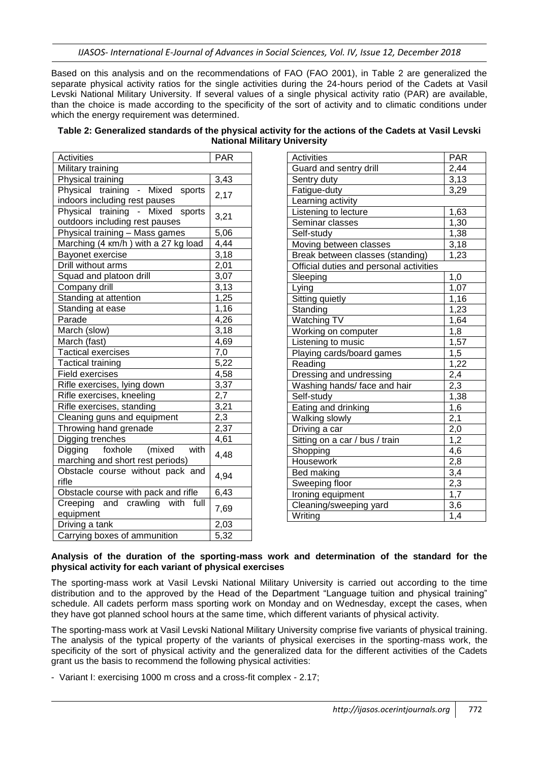Based on this analysis and on the recommendations of FAO (FAO 2001), in Table 2 are generalized the separate physical activity ratios for the single activities during the 24-hours period of the Cadets at Vasil Levski National Military University. If several values of a single physical activity ratio (PAR) are available, than the choice is made according to the specificity of the sort of activity and to climatic conditions under which the energy requirement was determined.

**Table 2: Generalized standards of the physical activity for the actions of the Cadets at Vasil Levski National Military University**

| Activities | PAR |
|---|---|
| Military training | |
| Physical training | 3,43 |
| Physical training - Mixed sports indoors including rest pauses | 2,17 |
| Physical training - Mixed sports outdoors including rest pauses | 3,21 |
| Physical training – Mass games | 5,06 |
| Marching (4 км/h ) with a 27 kg load | 4,44 |
| Bayonet exercise | 3,18 |
| Drill without arms | 2,01 |
| Squad and platoon drill | 3,07 |
| Company drill | 3,13 |
| Standing at attention | 1,25 |
| Standing at ease | 1,16 |
| Parade | 4,26 |
| March (slow) | 3,18 |
| March (fast) | 4,69 |
| Tactical exercises | 7,0 |
| Tactical training | 5,22 |
| Field exercises | 4,58 |
| Rifle exercises, lying down | 3,37 |
| Rifle exercises, kneeling | 2,7 |
| Rifle exercises, standing | 3,21 |
| Cleaning guns and equipment | 2,3 |
| Throwing hand grenade | 2,37 |
| Digging trenches | 4,61 |
| Digging foxhole (mixed with marching and short rest periods) | 4,48 |
| Obstacle course without pack and rifle | 4,94 |
| Obstacle course with pack and rifle | 6,43 |
| Creeping and crawling with full equipment | 7,69 |
| Driving a tank | 2,03 |
| Carrying boxes of ammunition | 5,32 |
| Guard and sentry drill | 2,44 |
| Sentry duty | 3,13 |
| Fatigue-duty | 3,29 |
| Learning activity | |
| Listening to lecture | 1,63 |
| Seminar classes | 1,30 |
| Self-study | 1,38 |
| Moving between classes | 3,18 |
| Break between classes (standing) | 1,23 |
| Official duties and personal activities | |
| Sleeping | 1,0 |
| Lying | 1,07 |
| Sitting quietly | 1,16 |
| Standing | 1,23 |
| Watching TV | 1,64 |
| Working on computer | 1,8 |
| Listening to music | 1,57 |
| Playing cards/board games | 1,5 |
| Reading | 1,22 |
| Dressing and undressing | 2,4 |
| Washing hands/ face and hair | 2,3 |
| Self-study | 1,38 |
| Eating and drinking | 1,6 |
| Walking slowly | 2,1 |
| Driving a car | 2,0 |
| Sitting on a car / bus / train | 1,2 |
| Shopping | 4,6 |
| Housework | 2,8 |
| Bed making | 3,4 |
| Sweeping floor | 2,3 |
| Ironing equipment | 1,7 |
| Cleaning/sweeping yard | 3,6 |
| Writing | 1,4 |

**Analysis of the duration of the sporting-mass work and determination of the standard for the physical activity for each variant of physical exercises**

The sporting-mass work at Vasil Levski National Military University is carried out according to the time distribution and to the approved by the Head of the Department "Language tuition and physical training" schedule. All cadets perform mass sporting work on Monday and on Wednesday, except the cases, when they have got planned school hours at the same time, which different variants of physical activity.

The sporting-mass work at Vasil Levski National Military University comprise five variants of physical training. The analysis of the typical property of the variants of physical exercises in the sporting-mass work, the specificity of the sort of physical activity and the generalized data for the different activities of the Cadets grant us the basis to recommend the following physical activities:

- Variant I: exercising 1000 m cross and a cross-fit complex - 2.17;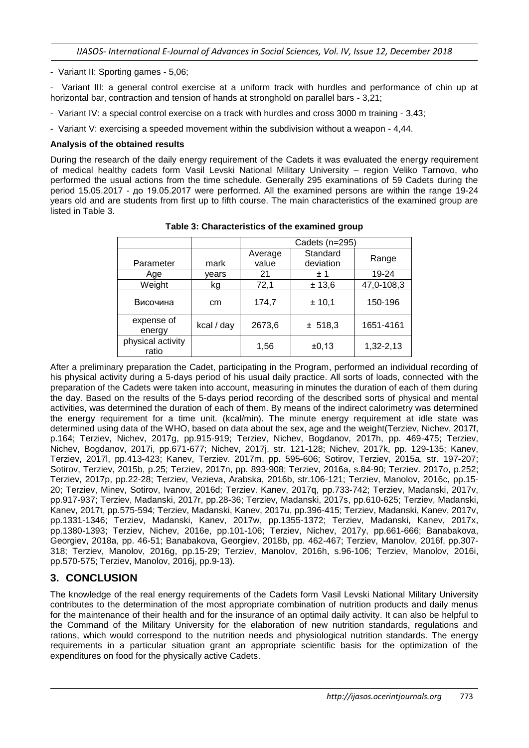- Variant II: Sporting games - 5,06;

- Variant III: a general control exercise at a uniform track with hurdles and performance of chin up at horizontal bar, contraction and tension of hands at stronghold on parallel bars - 3,21;

- Variant IV: a special control exercise on a track with hurdles and cross 3000 m training - 3,43;

- Variant V: exercising a speeded movement within the subdivision without a weapon - 4,44.

**Analysis of the obtained results**

During the research of the daily energy requirement of the Cadets it was evaluated the energy requirement of medical healthy cadets form Vasil Levski National Military University – region Veliko Tarnovo, who performed the usual actions from the time schedule. Generally 295 examinations of 59 Cadets during the period 15.05.2017 - до 19.05.2017 were performed. All the examined persons are within the range 19-24 years old and are students from first up to fifth course. The main characteristics of the examined group are listed in Table 3.

**Table 3: Characteristics of the examined group**

| | | Cadets (n=295) | | |
|---|---|---|---|---|
| Parameter | mark | Average value | Standard deviation | Range |
| Age | years | 21 | ± 1 | 19-24 |
| Weight | kg | 72,1 | ± 13,6 | 47,0-108,3 |
| Височина | cm | 174,7 | ± 10,1 | 150-196 |
| expense of energy | kcal / day | 2673,6 | ± 518,3 | 1651-4161 |
| physical activity ratio | | 1,56 | ±0,13 | 1,32-2,13 |

After a preliminary preparation the Cadet, participating in the Program, performed an individual recording of his physical activity during a 5-days period of his usual daily practice. All sorts of loads, connected with the preparation of the Cadets were taken into account, measuring in minutes the duration of each of them during the day. Based on the results of the 5-days period recording of the described sorts of physical and mental activities, was determined the duration of each of them. By means of the indirect calorimetry was determined the energy requirement for a time unit. (kcal/min). The minute energy requirement at idle state was determined using data of the WHO, based on data about the sex, age and the weight(Terziev, Nichev, 2017f, p.164; Terziev, Nichev, 2017g, pp.915-919; Terziev, Nichev, Bogdanov, 2017h, pp. 469-475; Terziev, Nichev, Bogdanov, 2017i, pp.671-677; Nichev, 2017j, str. 121-128; Nichev, 2017k, pp. 129-135; Kanev, Terziev, 2017l, pp.413-423; Kanev, Terziev. 2017m, pp. 595-606; Sotirov, Terziev, 2015a, str. 197-207; Sotirov, Terziev, 2015b, p.25; Terziev, 2017n, pp. 893-908; Terziev, 2016a, s.84-90; Terziev. 2017o, p.252; Terziev, 2017p, pp.22-28; Terziev, Vezieva, Arabska, 2016b, str.106-121; Terziev, Manolov, 2016c, pp.15-20; Terziev, Minev, Sotirov, Ivanov, 2016d; Terziev. Kanev, 2017q, pp.733-742; Terziev, Madanski, 2017v, pp.917-937; Terziev, Madanski, 2017r, pp.28-36; Terziev, Madanski, 2017s, pp.610-625; Terziev, Madanski, Kanev, 2017t, pp.575-594; Terziev, Madanski, Kanev, 2017u, pp.396-415; Terziev, Madanski, Kanev, 2017v, pp.1331-1346; Terziev, Madanski, Kanev, 2017w, pp.1355-1372; Terziev, Madanski, Kanev, 2017x, pp.1380-1393; Terziev, Nichev, 2016e, pp.101-106; Terziev, Nichev, 2017y, pp.661-666; Banabakova, Georgiev, 2018a, pp. 46-51; Banabakova, Georgiev, 2018b, pp. 462-467; Terziev, Manolov, 2016f, pp.307-318; Terziev, Manolov, 2016g, pp.15-29; Terziev, Manolov, 2016h, s.96-106; Terziev, Manolov, 2016i, pp.570-575; Terziev, Manolov, 2016j, pp.9-13).

## 3. CONCLUSION

The knowledge of the real energy requirements of the Cadets form Vasil Levski National Military University contributes to the determination of the most appropriate combination of nutrition products and daily menus for the maintenance of their health and for the insurance of an optimal daily activity. It can also be helpful to the Command of the Military University for the elaboration of new nutrition standards, regulations and rations, which would correspond to the nutrition needs and physiological nutrition standards. The energy requirements in a particular situation grant an appropriate scientific basis for the optimization of the expenditures on food for the physically active Cadets.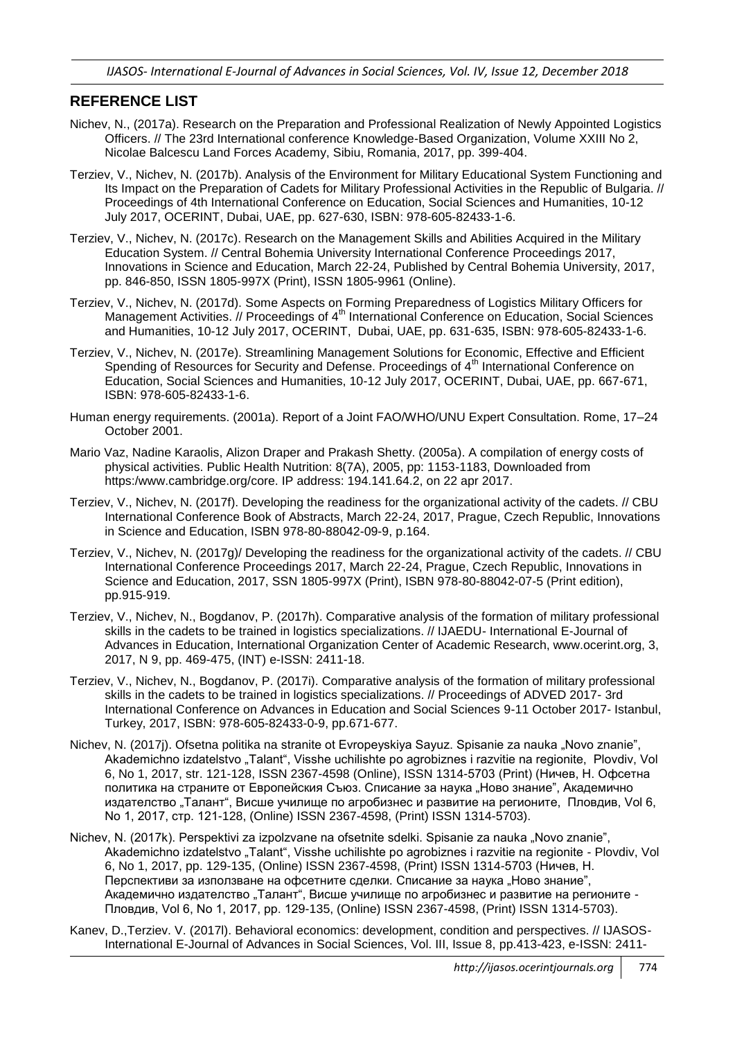## REFERENCE LIST

Nichev, N., (2017a). Research on the Preparation and Professional Realization of Newly Appointed Logistics Officers. // The 23rd International conference Knowledge-Based Organization, Volume XXIII No 2, Nicolae Balcescu Land Forces Academy, Sibiu, Romania, 2017, pp. 399-404.

Terziev, V., Nichev, N. (2017b). Analysis of the Environment for Military Educational System Functioning and Its Impact on the Preparation of Cadets for Military Professional Activities in the Republic of Bulgaria. // Proceedings of 4th International Conference on Education, Social Sciences and Humanities, 10-12 July 2017, OCERINT, Dubai, UAE, pp. 627-630, ISBN: 978-605-82433-1-6.

Terziev, V., Nichev, N. (2017c). Research on the Management Skills and Abilities Acquired in the Military Education System. // Central Bohemia University International Conference Proceedings 2017, Innovations in Science and Education, March 22-24, Published by Central Bohemia University, 2017, pp. 846-850, ISSN 1805-997X (Print), ISSN 1805-9961 (Online).

Terziev, V., Nichev, N. (2017d). Some Aspects on Forming Preparedness of Logistics Military Officers for Management Activities. // Proceedings of 4th International Conference on Education, Social Sciences and Humanities, 10-12 July 2017, OCERINT, Dubai, UAE, pp. 631-635, ISBN: 978-605-82433-1-6.

Terziev, V., Nichev, N. (2017e). Streamlining Management Solutions for Economic, Effective and Efficient Spending of Resources for Security and Defense. Proceedings of 4th International Conference on Education, Social Sciences and Humanities, 10-12 July 2017, OCERINT, Dubai, UAE, pp. 667-671, ISBN: 978-605-82433-1-6.

Human energy requirements. (2001a). Report of a Joint FAO/WHO/UNU Expert Consultation. Rome, 17–24 October 2001.

Mario Vaz, Nadine Karaolis, Alizon Draper and Prakash Shetty. (2005a). A compilation of energy costs of physical activities. Public Health Nutrition: 8(7A), 2005, pp: 1153-1183, Downloaded from https:/www.cambridge.org/core. IP address: 194.141.64.2, on 22 apr 2017.

Terziev, V., Nichev, N. (2017f). Developing the readiness for the organizational activity of the cadets. // CBU International Conference Book of Abstracts, March 22-24, 2017, Prague, Czech Republic, Innovations in Science and Education, ISBN 978-80-88042-09-9, p.164.

Terziev, V., Nichev, N. (2017g)/ Developing the readiness for the organizational activity of the cadets. // CBU International Conference Proceedings 2017, March 22-24, Prague, Czech Republic, Innovations in Science and Education, 2017, SSN 1805-997X (Print), ISBN 978-80-88042-07-5 (Print edition), pp.915-919.

Terziev, V., Nichev, N., Bogdanov, P. (2017h). Comparative analysis of the formation of military professional skills in the cadets to be trained in logistics specializations. // IJAEDU- International E-Journal of Advances in Education, International Organization Center of Academic Research, www.ocerint.org, 3, 2017, N 9, pp. 469-475, (INT) e-ISSN: 2411-18.

Terziev, V., Nichev, N., Bogdanov, P. (2017i). Comparative analysis of the formation of military professional skills in the cadets to be trained in logistics specializations. // Proceedings of ADVED 2017- 3rd International Conference on Advances in Education and Social Sciences 9-11 October 2017- Istanbul, Turkey, 2017, ISBN: 978-605-82433-0-9, pp.671-677.

Nichev, N. (2017j). Ofsetna politika na stranite ot Evropeyskiya Sayuz. Spisanie za nauka „Novo znanie", Akademichno izdatelstvo „Talant", Visshe uchilishte po agrobiznes i razvitie na regionite, Plovdiv, Vol 6, No 1, 2017, str. 121-128, ISSN 2367-4598 (Online), ISSN 1314-5703 (Print) (Ничев, Н. Офсетна политика на страните от Европейския Съюз. Списание за наука „Ново знание", Академично издателство „Талант", Висше училище по агробизнес и развитие на регионите, Пловдив, Vol 6, No 1, 2017, стр. 121-128, (Online) ISSN 2367-4598, (Print) ISSN 1314-5703).

Nichev, N. (2017k). Perspektivi za izpolzvane na ofsetnite sdelki. Spisanie za nauka „Novo znanie", Akademichno izdatelstvo „Talant", Visshe uchilishte po agrobiznes i razvitie na regionite - Plovdiv, Vol 6, No 1, 2017, pp. 129-135, (Online) ISSN 2367-4598, (Print) ISSN 1314-5703 (Ничев, Н. Перспективи за използване на офсетните сделки. Списание за наука „Ново знание", Академично издателство „Талант", Висше училище по агробизнес и развитие на регионите - Пловдив, Vol 6, No 1, 2017, pp. 129-135, (Online) ISSN 2367-4598, (Print) ISSN 1314-5703).

Kanev, D.,Terziev. V. (2017l). Behavioral economics: development, condition and perspectives. // IJASOS-International E-Journal of Advances in Social Sciences, Vol. III, Issue 8, pp.413-423, e-ISSN: 2411-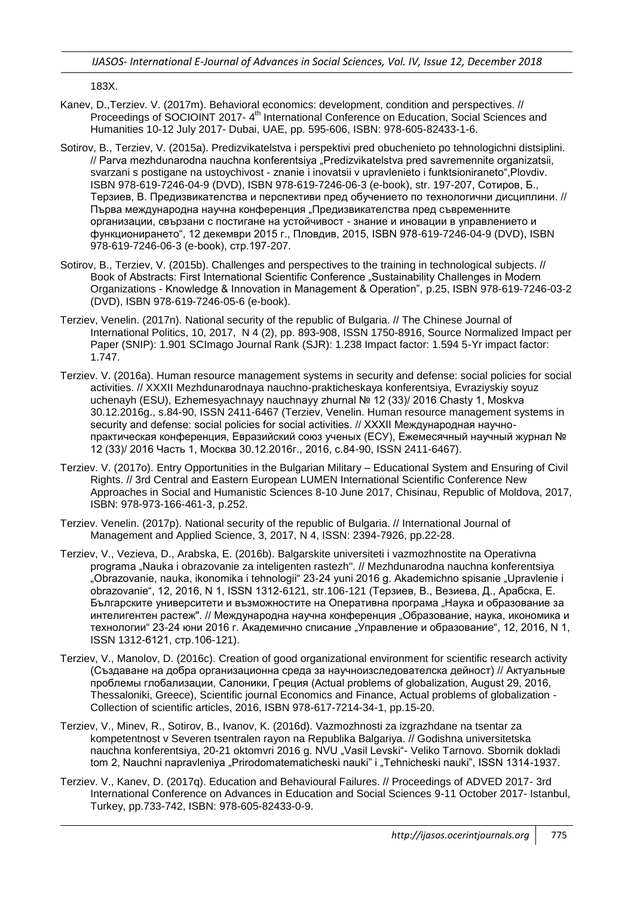183X.

Kanev, D.,Terziev. V. (2017m). Behavioral economics: development, condition and perspectives. // Proceedings of SOCIOINT 2017- 4[th] International Conference on Education, Social Sciences and Humanities 10-12 July 2017- Dubai, UAE, pp. 595-606, ISBN: 978-605-82433-1-6.

Sotirov, B., Terziev, V. (2015a). Predizvikatelstva i perspektivi pred obuchenieto po tehnologichni distsiplini. // Parva mezhdunarodna nauchna konferentsiya „Predizvikatelstva pred savremennite organizatsii, svarzani s postigane na ustoychivost - znanie i inovatsii v upravlenieto i funktsioniraneto",Plovdiv. ISBN 978-619-7246-04-9 (DVD), ISBN 978-619-7246-06-3 (e-book), str. 197-207, Сотиров, Б., Терзиев, В. Предизвикателства и перспективи пред обучението по технологични дисциплини. // Първа международна научна конференция „Предизвикателства пред съвременните организации, свързани с постигане на устойчивост - знание и иновации в управлението и функционирането", 12 декември 2015 г., Пловдив, 2015, ISBN 978-619-7246-04-9 (DVD), ISBN 978-619-7246-06-3 (e-book), стр.197-207.

Sotirov, B., Terziev, V. (2015b). Challenges and perspectives to the training in technological subjects. // Book of Abstracts: First International Scientific Conference „Sustainability Challenges in Modern Organizations - Knowledge & Innovation in Management & Operation", p.25, ISBN 978-619-7246-03-2 (DVD), ISBN 978-619-7246-05-6 (e-book).

Terziev, Venelin. (2017n). National security of the republic of Bulgaria. // The Chinese Journal of International Politics, 10, 2017, N 4 (2), pp. 893-908, ISSN 1750-8916, Source Normalized Impact per Paper (SNIP): 1.901 SCImago Journal Rank (SJR): 1.238 Impact factor: 1.594 5-Yr impact factor: 1.747.

Terziev. V. (2016a). Human resource management systems in security and defense: social policies for social activities. // XXXII Mezhdunarodnaya nauchno-prakticheskaya konferentsiya, Evraziyskiy soyuz uchenayh (ESU), Ezhemesyachnayy nauchnayy zhurnal № 12 (33)/ 2016 Chasty 1, Moskva 30.12.2016g., s.84-90, ISSN 2411-6467 (Terziev, Venelin. Human resource management systems in security and defense: social policies for social activities. // XXXII Международная научно-практическая конференция, Евразийский союз ученых (ЕСУ), Ежемесячный научный журнал № 12 (33)/ 2016 Часть 1, Москва 30.12.2016г., 2016, с.84-90, ISSN 2411-6467).

Terziev. V. (2017o). Entry Opportunities in the Bulgarian Military – Educational System and Ensuring of Civil Rights. // 3rd Central and Eastern European LUMEN International Scientific Conference New Approaches in Social and Humanistic Sciences 8-10 June 2017, Chisinau, Republic of Moldova, 2017, ISBN: 978-973-166-461-3, p.252.

Terziev. Venelin. (2017p). National security of the republic of Bulgaria. // International Journal of Management and Applied Science, 3, 2017, N 4, ISSN: 2394-7926, pp.22-28.

Terziev, V., Vezieva, D., Arabska, E. (2016b). Balgarskite universiteti i vazmozhnostite na Operativna programa „Nauka i obrazovanie za inteligenten rastezh". // Mezhdunarodna nauchna konferentsiya „Obrazovanie, nauka, ikonomika i tehnologii" 23-24 yuni 2016 g. Akademichno spisanie „Upravlenie i obrazovanie", 12, 2016, N 1, ISSN 1312-6121, str.106-121 (Терзиев, В., Везиева, Д., Арабска, Е. Българските университети и възможностите на Оперативна програма „Наука и образование за интелигентен растеж". // Международна научна конференция „Образование, наука, икономика и технологии" 23-24 юни 2016 г. Академично списание „Управление и образование", 12, 2016, N 1, ISSN 1312-6121, стр.106-121).

Terziev, V., Manolov, D. (2016c). Creation of good organizational environment for scientific research activity (Създаване на добра организационна среда за научноизследователска дейност) // Актуальные проблемы глобализации, Салоники, Греция (Actual problems of globalization, August 29, 2016, Thessaloniki, Greece), Scientific journal Economics and Finance, Actual problems of globalization - Collection of scientific articles, 2016, ISBN 978-617-7214-34-1, pp.15-20.

Terziev, V., Minev, R., Sotirov, B., Ivanov, K. (2016d). Vazmozhnosti za izgrazhdane na tsentar za kompetentnost v Severen tsentralen rayon na Republika Balgariya. // Godishna universitetska nauchna konferentsiya, 20-21 oktomvri 2016 g. NVU „Vasil Levski"- Veliko Tarnovo. Sbornik dokladi tom 2, Nauchni napravleniya „Prirodomatematicheski nauki" i „Tehnicheski nauki", ISSN 1314-1937.

Terziev. V., Kanev, D. (2017q). Education and Behavioural Failures. // Proceedings of ADVED 2017- 3rd International Conference on Advances in Education and Social Sciences 9-11 October 2017- Istanbul, Turkey, pp.733-742, ISBN: 978-605-82433-0-9.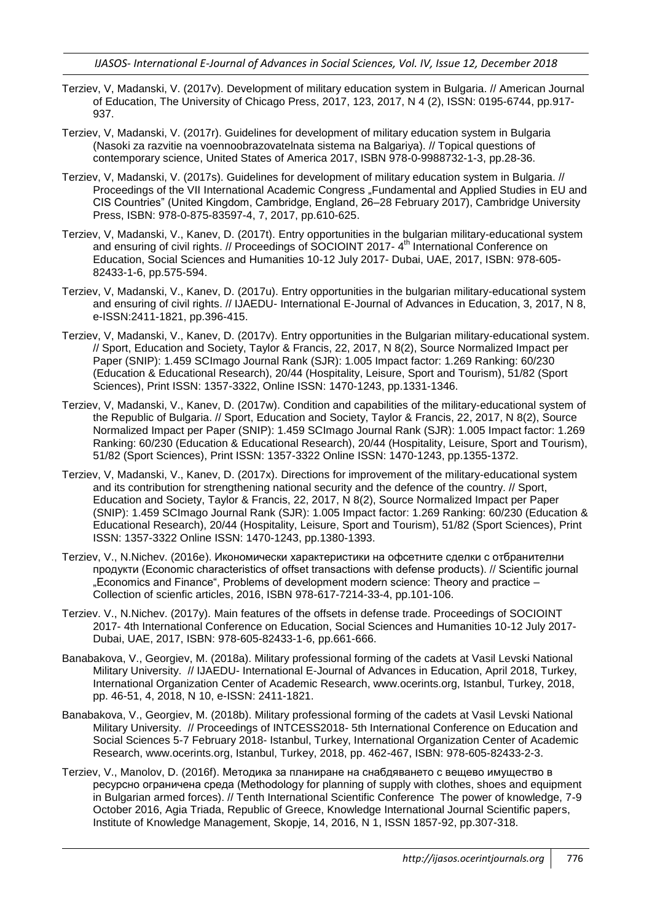Terziev, V, Madanski, V. (2017v). Development of military education system in Bulgaria. // American Journal of Education, The University of Chicago Press, 2017, 123, 2017, N 4 (2), ISSN: 0195-6744, pp.917-937.

Terziev, V, Madanski, V. (2017r). Guidelines for development of military education system in Bulgaria (Nasoki za razvitie na voennoobrazovatelnata sistema na Balgariya). // Topical questions of contemporary science, United States of America 2017, ISBN 978-0-9988732-1-3, pp.28-36.

Terziev, V, Madanski, V. (2017s). Guidelines for development of military education system in Bulgaria. // Proceedings of the VII International Academic Congress „Fundamental and Applied Studies in EU and CIS Countries" (United Kingdom, Cambridge, England, 26–28 February 2017), Cambridge University Press, ISBN: 978-0-875-83597-4, 7, 2017, pp.610-625.

Terziev, V, Madanski, V., Kanev, D. (2017t). Entry opportunities in the bulgarian military-educational system and ensuring of civil rights. // Proceedings of SOCIOINT 2017- 4th International Conference on Education, Social Sciences and Humanities 10-12 July 2017- Dubai, UAE, 2017, ISBN: 978-605-82433-1-6, pp.575-594.

Terziev, V, Madanski, V., Kanev, D. (2017u). Entry opportunities in the bulgarian military-educational system and ensuring of civil rights. // IJAEDU- International E-Journal of Advances in Education, 3, 2017, N 8, e-ISSN:2411-1821, pp.396-415.

Terziev, V, Madanski, V., Kanev, D. (2017v). Entry opportunities in the Bulgarian military-educational system. // Sport, Education and Society, Taylor & Francis, 22, 2017, N 8(2), Source Normalized Impact per Paper (SNIP): 1.459 SCImago Journal Rank (SJR): 1.005 Impact factor: 1.269 Ranking: 60/230 (Education & Educational Research), 20/44 (Hospitality, Leisure, Sport and Tourism), 51/82 (Sport Sciences), Print ISSN: 1357-3322, Online ISSN: 1470-1243, pp.1331-1346.

Terziev, V, Madanski, V., Kanev, D. (2017w). Condition and capabilities of the military-educational system of the Republic of Bulgaria. // Sport, Education and Society, Taylor & Francis, 22, 2017, N 8(2), Source Normalized Impact per Paper (SNIP): 1.459 SCImago Journal Rank (SJR): 1.005 Impact factor: 1.269 Ranking: 60/230 (Education & Educational Research), 20/44 (Hospitality, Leisure, Sport and Tourism), 51/82 (Sport Sciences), Print ISSN: 1357-3322 Online ISSN: 1470-1243, pp.1355-1372.

Terziev, V, Madanski, V., Kanev, D. (2017x). Directions for improvement of the military-educational system and its contribution for strengthening national security and the defence of the country. // Sport, Education and Society, Taylor & Francis, 22, 2017, N 8(2), Source Normalized Impact per Paper (SNIP): 1.459 SCImago Journal Rank (SJR): 1.005 Impact factor: 1.269 Ranking: 60/230 (Education & Educational Research), 20/44 (Hospitality, Leisure, Sport and Tourism), 51/82 (Sport Sciences), Print ISSN: 1357-3322 Online ISSN: 1470-1243, pp.1380-1393.

Terziev, V., N.Nichev. (2016e). Икономически характеристики на офсетните сделки с отбранителни продукти (Economic characteristics of offset transactions with defense products). // Scientific journal „Economics and Finance", Problems of development modern science: Theory and practice – Collection of scienfic articles, 2016, ISBN 978-617-7214-33-4, pp.101-106.

Terziev. V., N.Nichev. (2017y). Main features of the offsets in defense trade. Proceedings of SOCIOINT 2017- 4th International Conference on Education, Social Sciences and Humanities 10-12 July 2017- Dubai, UAE, 2017, ISBN: 978-605-82433-1-6, pp.661-666.

Banabakova, V., Georgiev, M. (2018a). Military professional forming of the cadets at Vasil Levski National Military University. // IJAEDU- International E-Journal of Advances in Education, April 2018, Turkey, International Organization Center of Academic Research, www.ocerints.org, Istanbul, Turkey, 2018, pp. 46-51, 4, 2018, N 10, e-ISSN: 2411-1821.

Banabakova, V., Georgiev, M. (2018b). Military professional forming of the cadets at Vasil Levski National Military University. // Proceedings of INTCESS2018- 5th International Conference on Education and Social Sciences 5-7 February 2018- Istanbul, Turkey, International Organization Center of Academic Research, www.ocerints.org, Istanbul, Turkey, 2018, pp. 462-467, ISBN: 978-605-82433-2-3.

Terziev, V., Manolov, D. (2016f). Методика за планиране на снабдяването с вещево имущество в ресурсно ограничена среда (Methodology for planning of supply with clothes, shoes and equipment in Bulgarian armed forces). // Tenth International Scientific Conference The power of knowledge, 7-9 October 2016, Agia Triada, Republic of Greece, Knowledge International Journal Scientific papers, Institute of Knowledge Management, Skopje, 14, 2016, N 1, ISSN 1857-92, pp.307-318.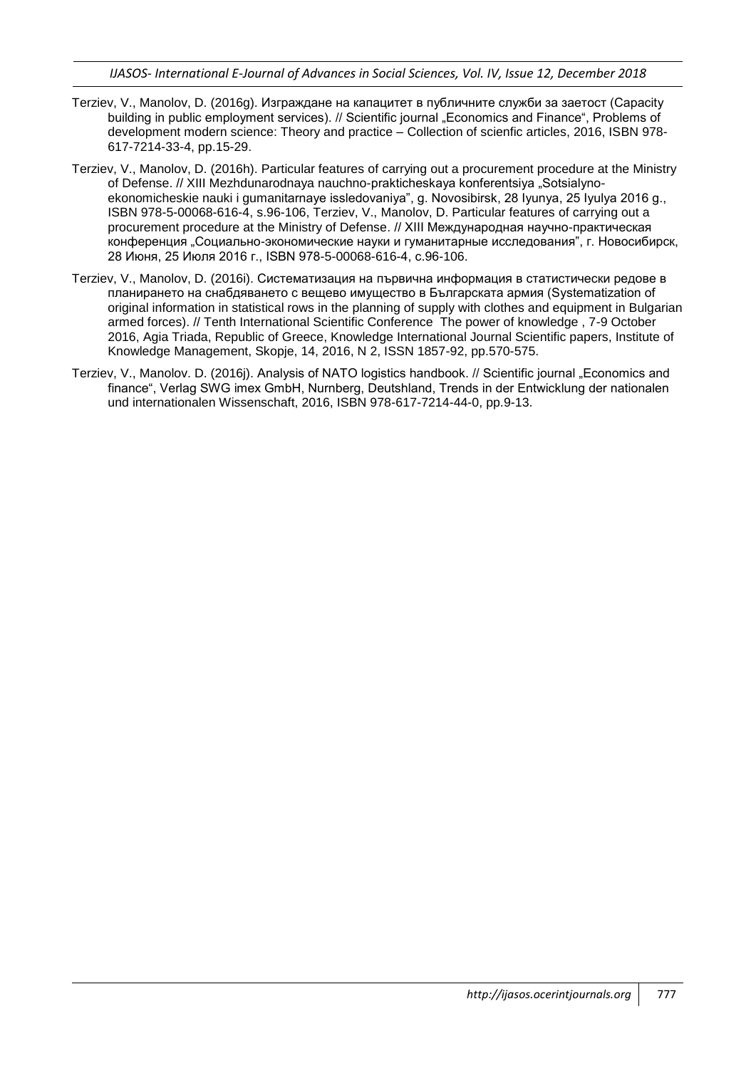Terziev, V., Manolov, D. (2016g). Изграждане на капацитет в публичните служби за заетост (Capacity building in public employment services). // Scientific journal „Economics and Finance", Problems of development modern science: Theory and practice – Collection of scienfic articles, 2016, ISBN 978-617-7214-33-4, pp.15-29.

Terziev, V., Manolov, D. (2016h). Particular features of carrying out a procurement procedure at the Ministry of Defense. // XIII Mezhdunarodnaya nauchno-prakticheskaya konferentsiya „Sotsialyno-ekonomicheskie nauki i gumanitarnaye issledovaniya", g. Novosibirsk, 28 Iyunya, 25 Iyulya 2016 g., ISBN 978-5-00068-616-4, s.96-106, Terziev, V., Manolov, D. Particular features of carrying out a procurement procedure at the Ministry of Defense. // XIII Международная научно-практическая конференция „Социально-экономические науки и гуманитарные исследования", г. Новосибирск, 28 Июня, 25 Июля 2016 г., ISBN 978-5-00068-616-4, с.96-106.

Terziev, V., Manolov, D. (2016i). Систематизация на първична информация в статистически редове в планирането на снабдяването с вещево имущество в Българската армия (Systematization of original information in statistical rows in the planning of supply with clothes and equipment in Bulgarian armed forces). // Tenth International Scientific Conference The power of knowledge , 7-9 October 2016, Agia Triada, Republic of Greece, Knowledge International Journal Scientific papers, Institute of Knowledge Management, Skopje, 14, 2016, N 2, ISSN 1857-92, pp.570-575.

Terziev, V., Manolov. D. (2016j). Analysis of NATO logistics handbook. // Scientific journal „Economics and finance", Verlag SWG imex GmbH, Nurnberg, Deutshland, Trends in der Entwicklung der nationalen und internationalen Wissenschaft, 2016, ISBN 978-617-7214-44-0, pp.9-13.